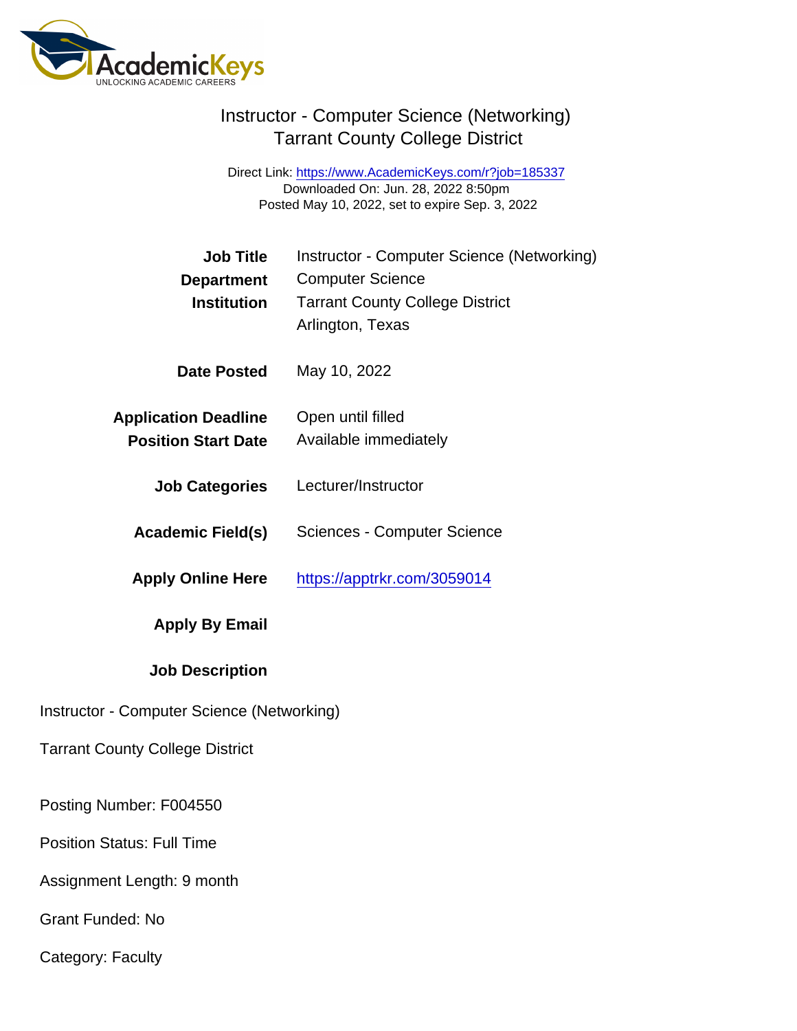# Instructor - Computer Science (Networking)
## Tarrant County College District

Direct Link: https://www.AcademicKeys.com/r?job=185337
Downloaded On: Jun. 28, 2022 8:50pm
Posted May 10, 2022, set to expire Sep. 3, 2022

| | |
|---|---|
| **Job Title** | Instructor - Computer Science (Networking) |
| **Department** | Computer Science |
| **Institution** | Tarrant County College District<br>Arlington, Texas |
| **Date Posted** | May 10, 2022 |
| **Application Deadline** | Open until filled |
| **Position Start Date** | Available immediately |
| **Job Categories** | Lecturer/Instructor |
| **Academic Field(s)** | Sciences - Computer Science |
| **Apply Online Here** | https://apptrkr.com/3059014 |
| **Apply By Email** | |

**Job Description**

Instructor - Computer Science (Networking)

Tarrant County College District

Posting Number: F004550

Position Status: Full Time

Assignment Length: 9 month

Grant Funded: No

Category: Faculty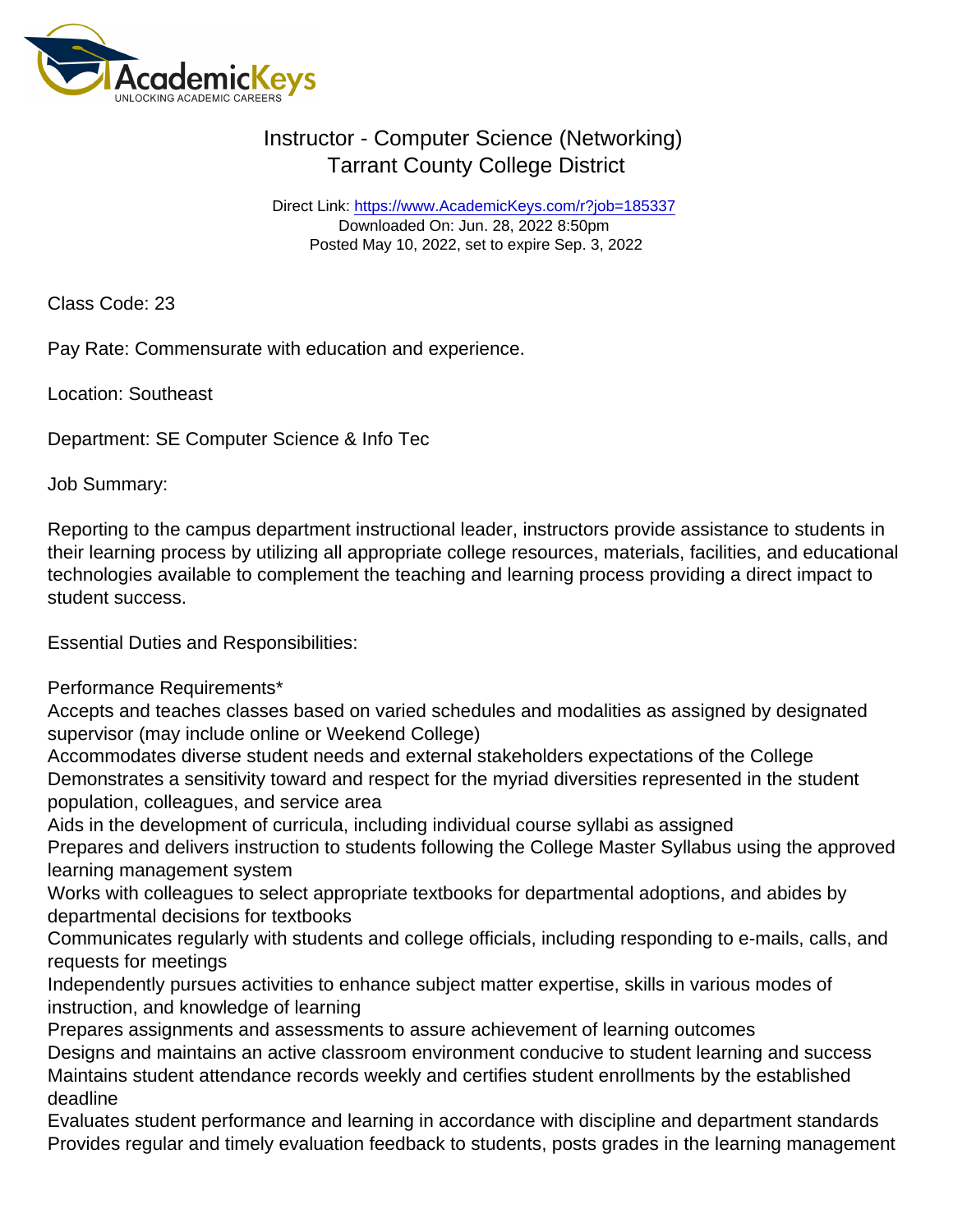# Instructor - Computer Science (Networking)
## Tarrant County College District

Direct Link: https://www.AcademicKeys.com/r?job=185337
Downloaded On: Jun. 28, 2022 8:50pm
Posted May 10, 2022, set to expire Sep. 3, 2022

Class Code: 23

Pay Rate: Commensurate with education and experience.

Location: Southeast

Department: SE Computer Science & Info Tec

Job Summary:

Reporting to the campus department instructional leader, instructors provide assistance to students in their learning process by utilizing all appropriate college resources, materials, facilities, and educational technologies available to complement the teaching and learning process providing a direct impact to student success.

Essential Duties and Responsibilities:

Performance Requirements*
Accepts and teaches classes based on varied schedules and modalities as assigned by designated supervisor (may include online or Weekend College)
Accommodates diverse student needs and external stakeholders expectations of the College
Demonstrates a sensitivity toward and respect for the myriad diversities represented in the student population, colleagues, and service area
Aids in the development of curricula, including individual course syllabi as assigned
Prepares and delivers instruction to students following the College Master Syllabus using the approved learning management system
Works with colleagues to select appropriate textbooks for departmental adoptions, and abides by departmental decisions for textbooks
Communicates regularly with students and college officials, including responding to e-mails, calls, and requests for meetings
Independently pursues activities to enhance subject matter expertise, skills in various modes of instruction, and knowledge of learning
Prepares assignments and assessments to assure achievement of learning outcomes
Designs and maintains an active classroom environment conducive to student learning and success
Maintains student attendance records weekly and certifies student enrollments by the established deadline
Evaluates student performance and learning in accordance with discipline and department standards
Provides regular and timely evaluation feedback to students, posts grades in the learning management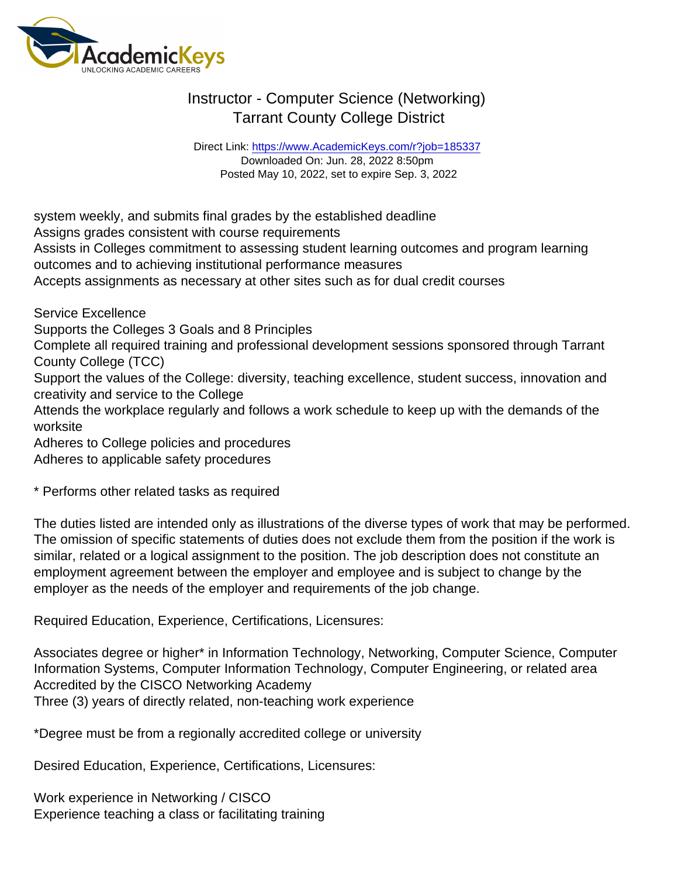system weekly, and submits final grades by the established deadline
Assigns grades consistent with course requirements
Assists in Colleges commitment to assessing student learning outcomes and program learning outcomes and to achieving institutional performance measures
Accepts assignments as necessary at other sites such as for dual credit courses

Service Excellence
Supports the Colleges 3 Goals and 8 Principles
Complete all required training and professional development sessions sponsored through Tarrant County College (TCC)
Support the values of the College: diversity, teaching excellence, student success, innovation and creativity and service to the College
Attends the workplace regularly and follows a work schedule to keep up with the demands of the worksite
Adheres to College policies and procedures
Adheres to applicable safety procedures

* Performs other related tasks as required

The duties listed are intended only as illustrations of the diverse types of work that may be performed. The omission of specific statements of duties does not exclude them from the position if the work is similar, related or a logical assignment to the position. The job description does not constitute an employment agreement between the employer and employee and is subject to change by the employer as the needs of the employer and requirements of the job change.

Required Education, Experience, Certifications, Licensures:

Associates degree or higher* in Information Technology, Networking, Computer Science, Computer Information Systems, Computer Information Technology, Computer Engineering, or related area
Accredited by the CISCO Networking Academy
Three (3) years of directly related, non-teaching work experience

*Degree must be from a regionally accredited college or university

Desired Education, Experience, Certifications, Licensures:

Work experience in Networking / CISCO
Experience teaching a class or facilitating training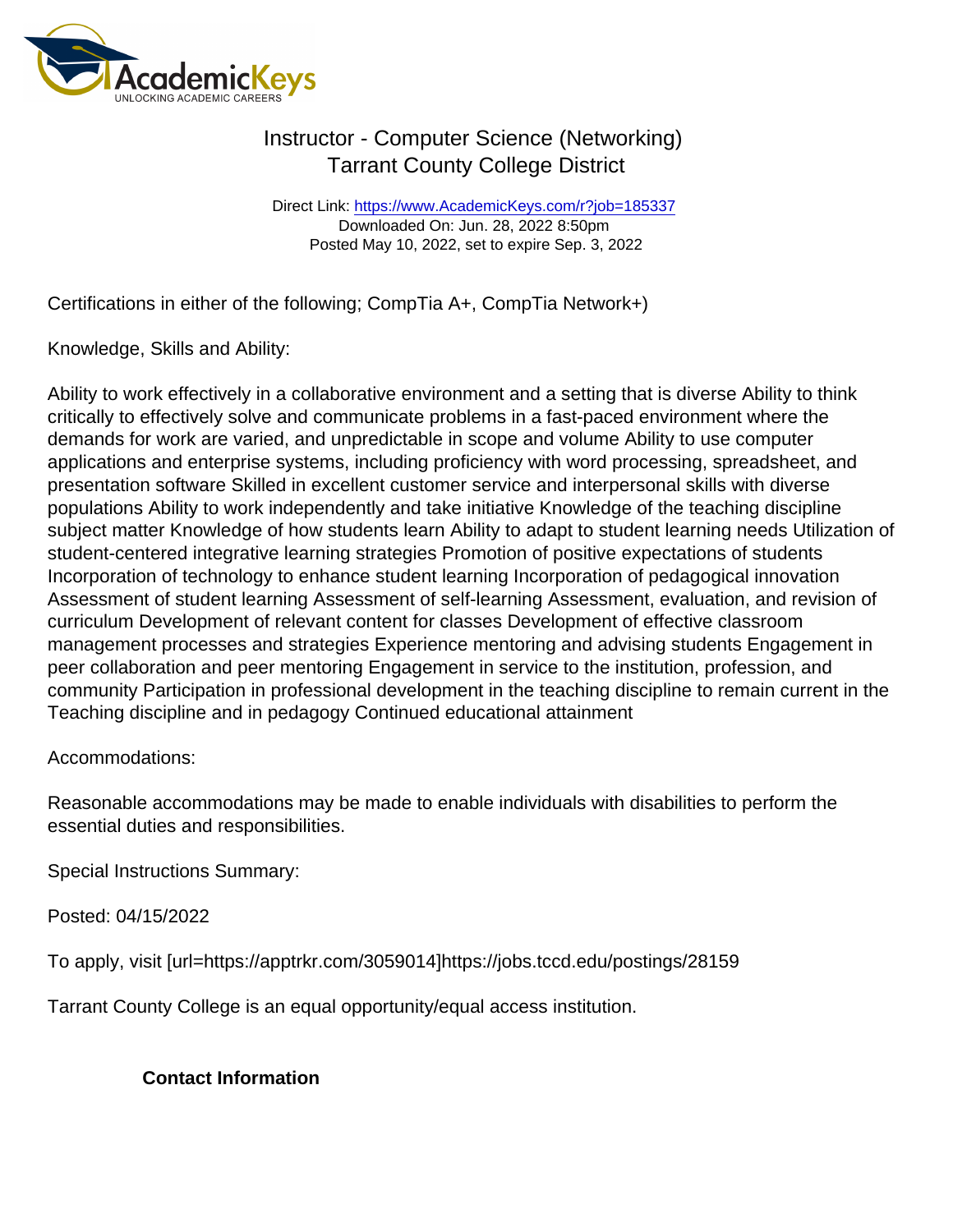Certifications in either of the following; CompTia A+, CompTia Network+)

Knowledge, Skills and Ability:

Ability to work effectively in a collaborative environment and a setting that is diverse Ability to think critically to effectively solve and communicate problems in a fast-paced environment where the demands for work are varied, and unpredictable in scope and volume Ability to use computer applications and enterprise systems, including proficiency with word processing, spreadsheet, and presentation software Skilled in excellent customer service and interpersonal skills with diverse populations Ability to work independently and take initiative Knowledge of the teaching discipline subject matter Knowledge of how students learn Ability to adapt to student learning needs Utilization of student-centered integrative learning strategies Promotion of positive expectations of students Incorporation of technology to enhance student learning Incorporation of pedagogical innovation Assessment of student learning Assessment of self-learning Assessment, evaluation, and revision of curriculum Development of relevant content for classes Development of effective classroom management processes and strategies Experience mentoring and advising students Engagement in peer collaboration and peer mentoring Engagement in service to the institution, profession, and community Participation in professional development in the teaching discipline to remain current in the Teaching discipline and in pedagogy Continued educational attainment

Accommodations:

Reasonable accommodations may be made to enable individuals with disabilities to perform the essential duties and responsibilities.

Special Instructions Summary:

Posted: 04/15/2022

To apply, visit [url=https://apptrkr.com/3059014]https://jobs.tccd.edu/postings/28159

Tarrant County College is an equal opportunity/equal access institution.

**Contact Information**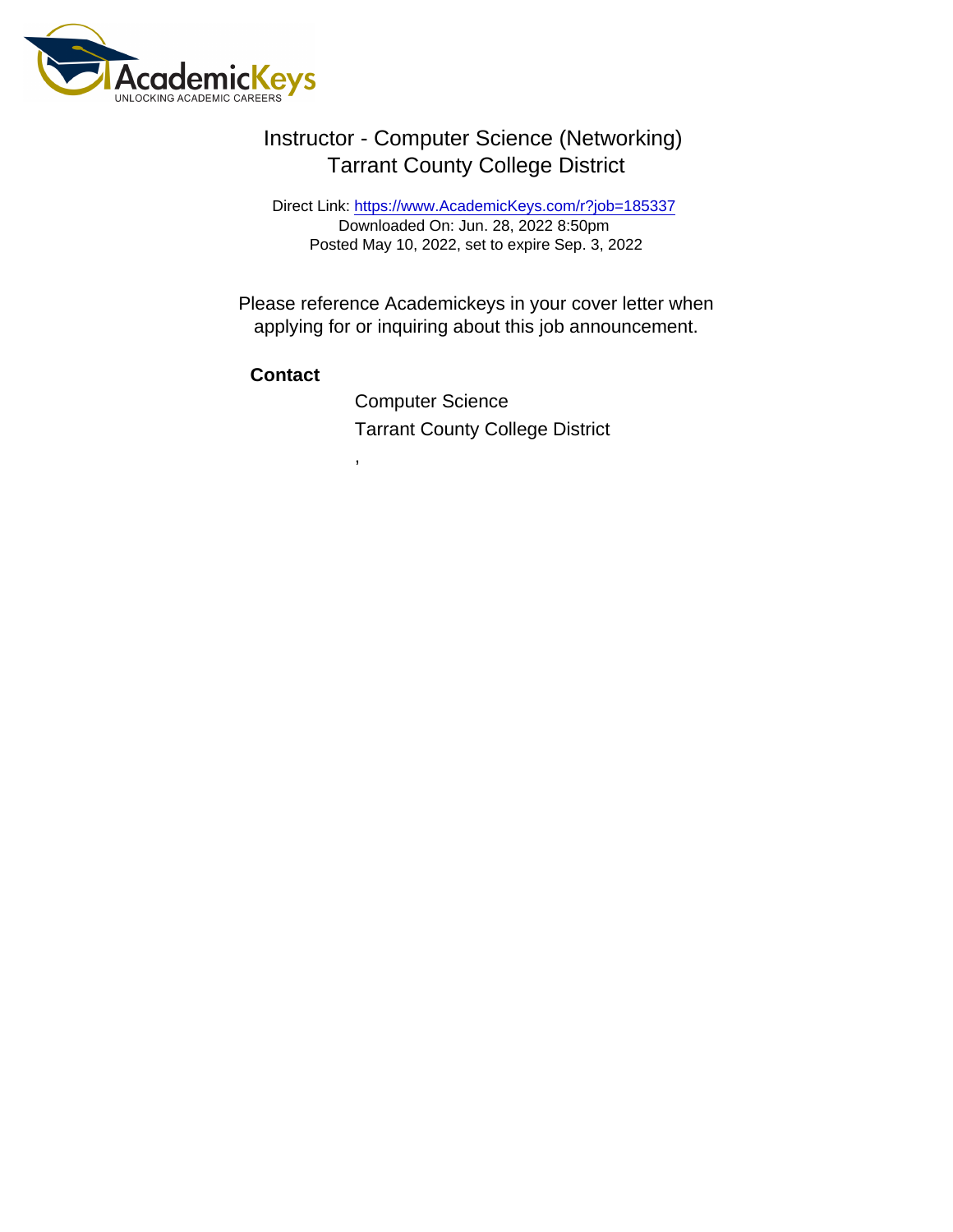Instructor - Computer Science (Networking)
Tarrant County College District

Direct Link: https://www.AcademicKeys.com/r?job=185337
Downloaded On: Jun. 28, 2022 8:50pm
Posted May 10, 2022, set to expire Sep. 3, 2022

Please reference Academickeys in your cover letter when applying for or inquiring about this job announcement.

**Contact**

Computer Science
Tarrant County College District
,